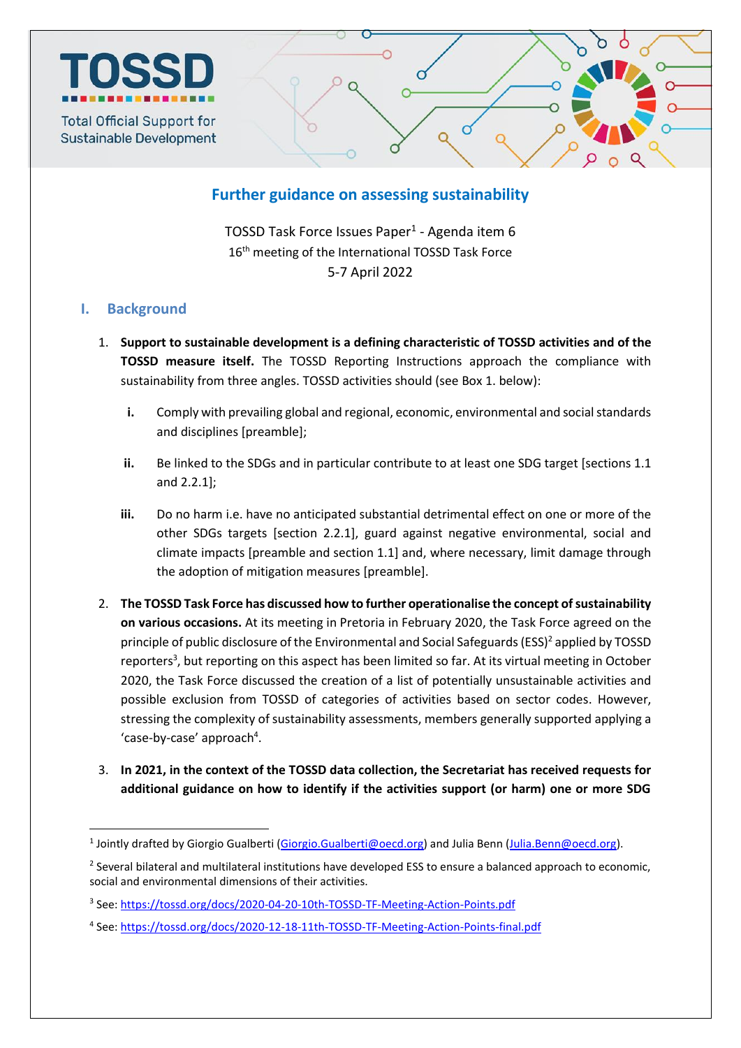TOSSD

Total Official Support for Sustainable Development

# Further guidance on assessing sustainability

TOSSD Task Force Issues Paper[1] - Agenda item 6
16th meeting of the International TOSSD Task Force
5-7 April 2022

## I. Background

1. **Support to sustainable development is a defining characteristic of TOSSD activities and of the TOSSD measure itself.** The TOSSD Reporting Instructions approach the compliance with sustainability from three angles. TOSSD activities should (see Box 1. below):

   i. Comply with prevailing global and regional, economic, environmental and social standards and disciplines [preamble];

   ii. Be linked to the SDGs and in particular contribute to at least one SDG target [sections 1.1 and 2.2.1];

   iii. Do no harm i.e. have no anticipated substantial detrimental effect on one or more of the other SDGs targets [section 2.2.1], guard against negative environmental, social and climate impacts [preamble and section 1.1] and, where necessary, limit damage through the adoption of mitigation measures [preamble].

2. **The TOSSD Task Force has discussed how to further operationalise the concept of sustainability on various occasions.** At its meeting in Pretoria in February 2020, the Task Force agreed on the principle of public disclosure of the Environmental and Social Safeguards (ESS)[2] applied by TOSSD reporters[3], but reporting on this aspect has been limited so far. At its virtual meeting in October 2020, the Task Force discussed the creation of a list of potentially unsustainable activities and possible exclusion from TOSSD of categories of activities based on sector codes. However, stressing the complexity of sustainability assessments, members generally supported applying a 'case-by-case' approach[4].

3. **In 2021, in the context of the TOSSD data collection, the Secretariat has received requests for additional guidance on how to identify if the activities support (or harm) one or more SDG**

---

[1] Jointly drafted by Giorgio Gualberti (Giorgio.Gualberti@oecd.org) and Julia Benn (Julia.Benn@oecd.org).

[2] Several bilateral and multilateral institutions have developed ESS to ensure a balanced approach to economic, social and environmental dimensions of their activities.

[3] See: https://tossd.org/docs/2020-04-20-10th-TOSSD-TF-Meeting-Action-Points.pdf

[4] See: https://tossd.org/docs/2020-12-18-11th-TOSSD-TF-Meeting-Action-Points-final.pdf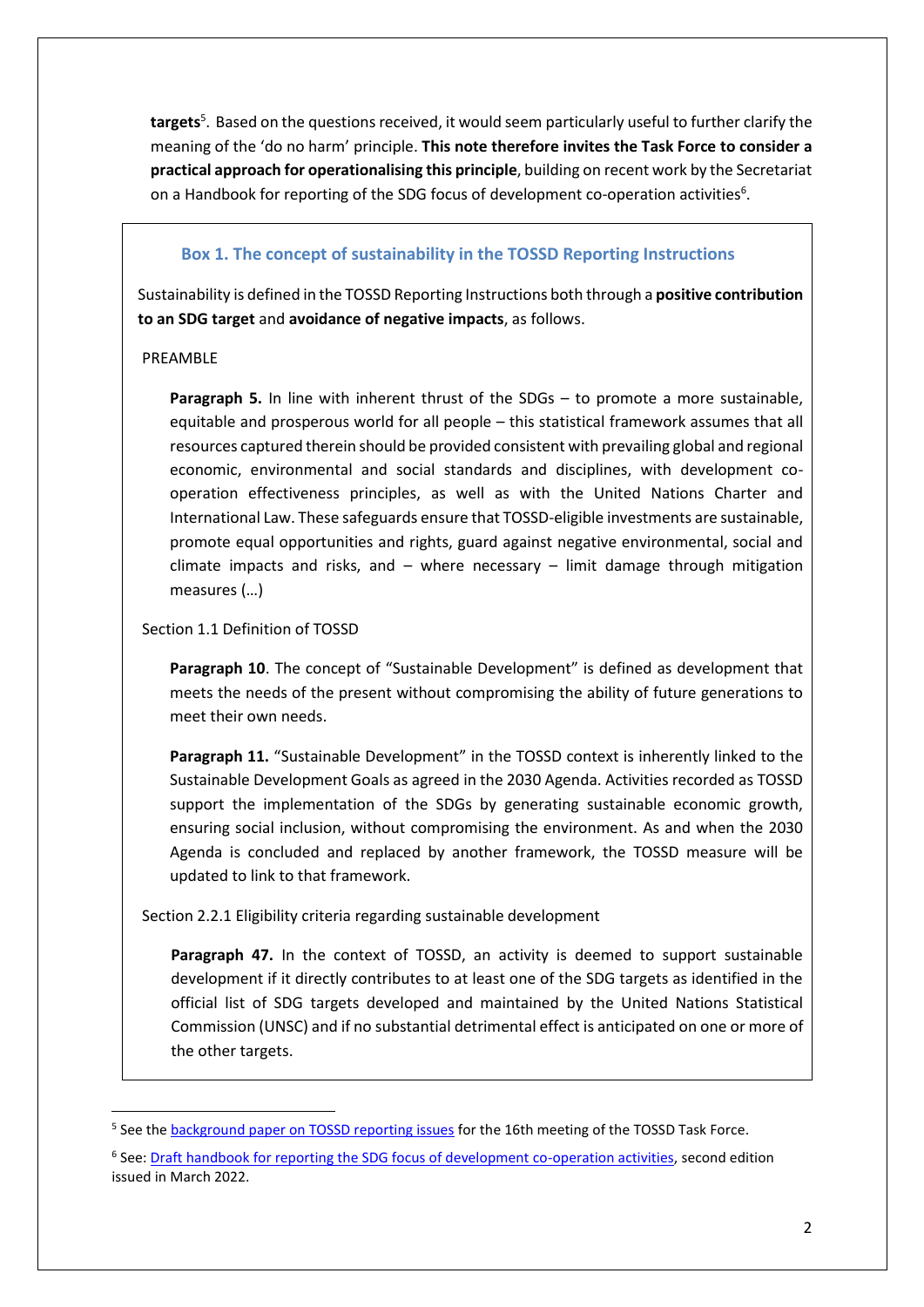**targets**[5]. Based on the questions received, it would seem particularly useful to further clarify the meaning of the 'do no harm' principle. **This note therefore invites the Task Force to consider a practical approach for operationalising this principle**, building on recent work by the Secretariat on a Handbook for reporting of the SDG focus of development co-operation activities[6].

### Box 1. The concept of sustainability in the TOSSD Reporting Instructions

Sustainability is defined in the TOSSD Reporting Instructions both through a **positive contribution to an SDG target** and **avoidance of negative impacts**, as follows.

PREAMBLE

> **Paragraph 5.** In line with inherent thrust of the SDGs – to promote a more sustainable, equitable and prosperous world for all people – this statistical framework assumes that all resources captured therein should be provided consistent with prevailing global and regional economic, environmental and social standards and disciplines, with development co-operation effectiveness principles, as well as with the United Nations Charter and International Law. These safeguards ensure that TOSSD-eligible investments are sustainable, promote equal opportunities and rights, guard against negative environmental, social and climate impacts and risks, and – where necessary – limit damage through mitigation measures (…)

Section 1.1 Definition of TOSSD

> **Paragraph 10**. The concept of "Sustainable Development" is defined as development that meets the needs of the present without compromising the ability of future generations to meet their own needs.
>
> **Paragraph 11.** "Sustainable Development" in the TOSSD context is inherently linked to the Sustainable Development Goals as agreed in the 2030 Agenda. Activities recorded as TOSSD support the implementation of the SDGs by generating sustainable economic growth, ensuring social inclusion, without compromising the environment. As and when the 2030 Agenda is concluded and replaced by another framework, the TOSSD measure will be updated to link to that framework.

Section 2.2.1 Eligibility criteria regarding sustainable development

> **Paragraph 47.** In the context of TOSSD, an activity is deemed to support sustainable development if it directly contributes to at least one of the SDG targets as identified in the official list of SDG targets developed and maintained by the United Nations Statistical Commission (UNSC) and if no substantial detrimental effect is anticipated on one or more of the other targets.

---

[5] See the background paper on TOSSD reporting issues for the 16th meeting of the TOSSD Task Force.

[6] See: Draft handbook for reporting the SDG focus of development co-operation activities, second edition issued in March 2022.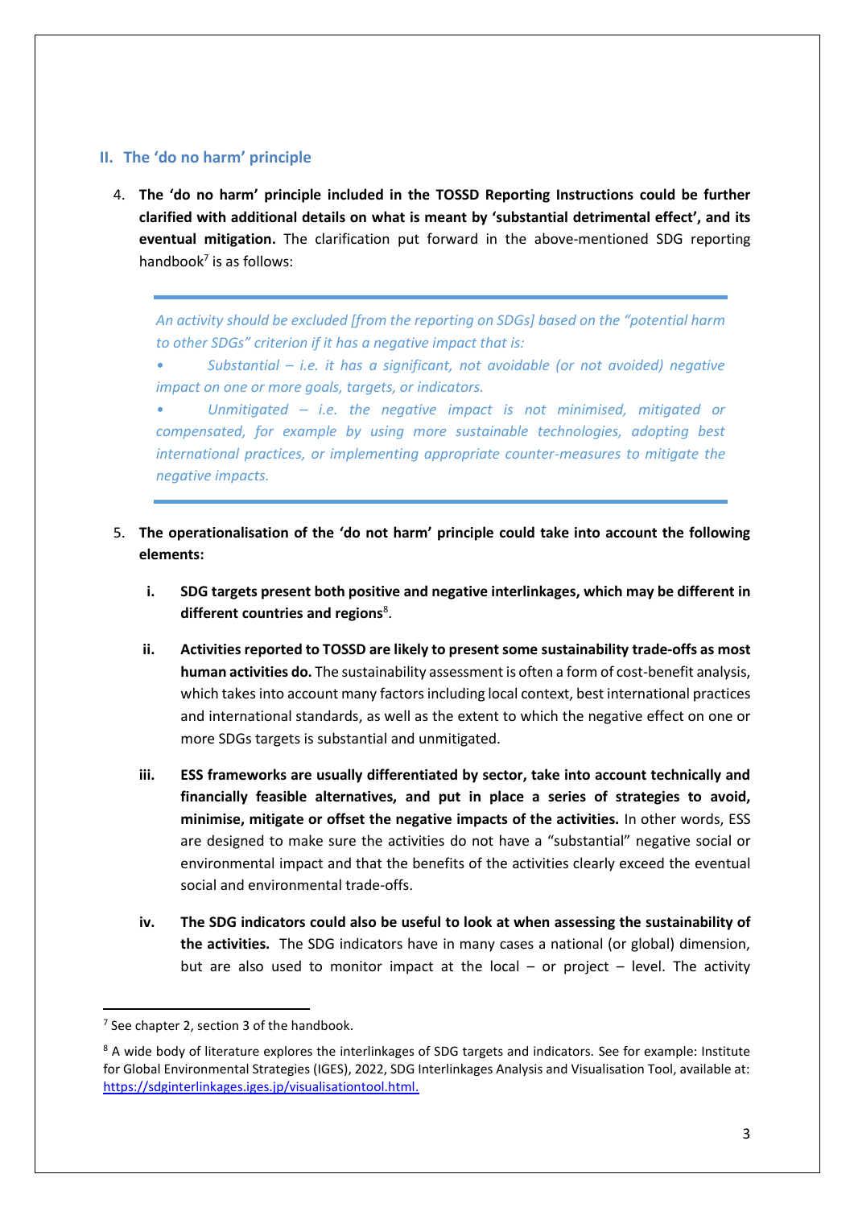## II. The 'do no harm' principle

4. **The 'do no harm' principle included in the TOSSD Reporting Instructions could be further clarified with additional details on what is meant by 'substantial detrimental effect', and its eventual mitigation.** The clarification put forward in the above-mentioned SDG reporting handbook[7] is as follows:

> *An activity should be excluded [from the reporting on SDGs] based on the "potential harm to other SDGs" criterion if it has a negative impact that is:*
>
> *• Substantial – i.e. it has a significant, not avoidable (or not avoided) negative impact on one or more goals, targets, or indicators.*
>
> *• Unmitigated – i.e. the negative impact is not minimised, mitigated or compensated, for example by using more sustainable technologies, adopting best international practices, or implementing appropriate counter-measures to mitigate the negative impacts.*

5. **The operationalisation of the 'do not harm' principle could take into account the following elements:**

   i. **SDG targets present both positive and negative interlinkages, which may be different in different countries and regions**[8].

   ii. **Activities reported to TOSSD are likely to present some sustainability trade-offs as most human activities do.** The sustainability assessment is often a form of cost-benefit analysis, which takes into account many factors including local context, best international practices and international standards, as well as the extent to which the negative effect on one or more SDGs targets is substantial and unmitigated.

   iii. **ESS frameworks are usually differentiated by sector, take into account technically and financially feasible alternatives, and put in place a series of strategies to avoid, minimise, mitigate or offset the negative impacts of the activities.** In other words, ESS are designed to make sure the activities do not have a "substantial" negative social or environmental impact and that the benefits of the activities clearly exceed the eventual social and environmental trade-offs.

   iv. **The SDG indicators could also be useful to look at when assessing the sustainability of the activities.** The SDG indicators have in many cases a national (or global) dimension, but are also used to monitor impact at the local – or project – level. The activity

---

[7] See chapter 2, section 3 of the handbook.

[8] A wide body of literature explores the interlinkages of SDG targets and indicators. See for example: Institute for Global Environmental Strategies (IGES), 2022, SDG Interlinkages Analysis and Visualisation Tool, available at: https://sdginterlinkages.iges.jp/visualisationtool.html.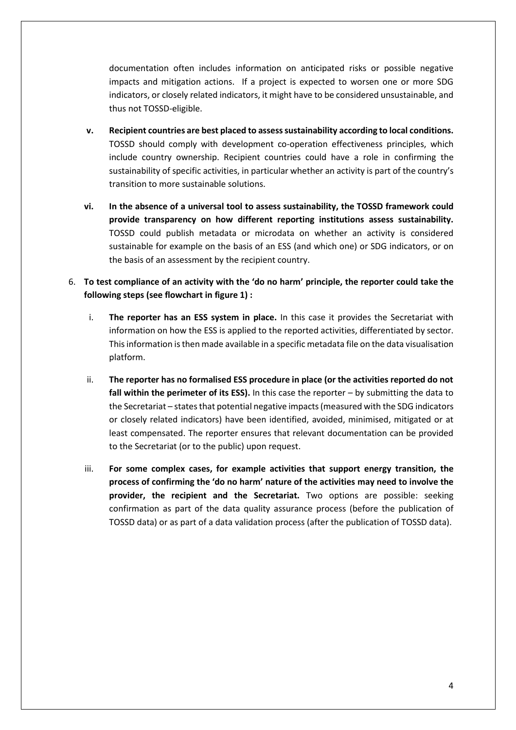documentation often includes information on anticipated risks or possible negative impacts and mitigation actions. If a project is expected to worsen one or more SDG indicators, or closely related indicators, it might have to be considered unsustainable, and thus not TOSSD-eligible.

v. **Recipient countries are best placed to assess sustainability according to local conditions.** TOSSD should comply with development co-operation effectiveness principles, which include country ownership. Recipient countries could have a role in confirming the sustainability of specific activities, in particular whether an activity is part of the country's transition to more sustainable solutions.

vi. **In the absence of a universal tool to assess sustainability, the TOSSD framework could provide transparency on how different reporting institutions assess sustainability.** TOSSD could publish metadata or microdata on whether an activity is considered sustainable for example on the basis of an ESS (and which one) or SDG indicators, or on the basis of an assessment by the recipient country.

6. **To test compliance of an activity with the 'do no harm' principle, the reporter could take the following steps (see flowchart in figure 1) :**

   i. **The reporter has an ESS system in place.** In this case it provides the Secretariat with information on how the ESS is applied to the reported activities, differentiated by sector. This information is then made available in a specific metadata file on the data visualisation platform.

   ii. **The reporter has no formalised ESS procedure in place (or the activities reported do not fall within the perimeter of its ESS).** In this case the reporter – by submitting the data to the Secretariat – states that potential negative impacts (measured with the SDG indicators or closely related indicators) have been identified, avoided, minimised, mitigated or at least compensated. The reporter ensures that relevant documentation can be provided to the Secretariat (or to the public) upon request.

   iii. **For some complex cases, for example activities that support energy transition, the process of confirming the 'do no harm' nature of the activities may need to involve the provider, the recipient and the Secretariat.** Two options are possible: seeking confirmation as part of the data quality assurance process (before the publication of TOSSD data) or as part of a data validation process (after the publication of TOSSD data).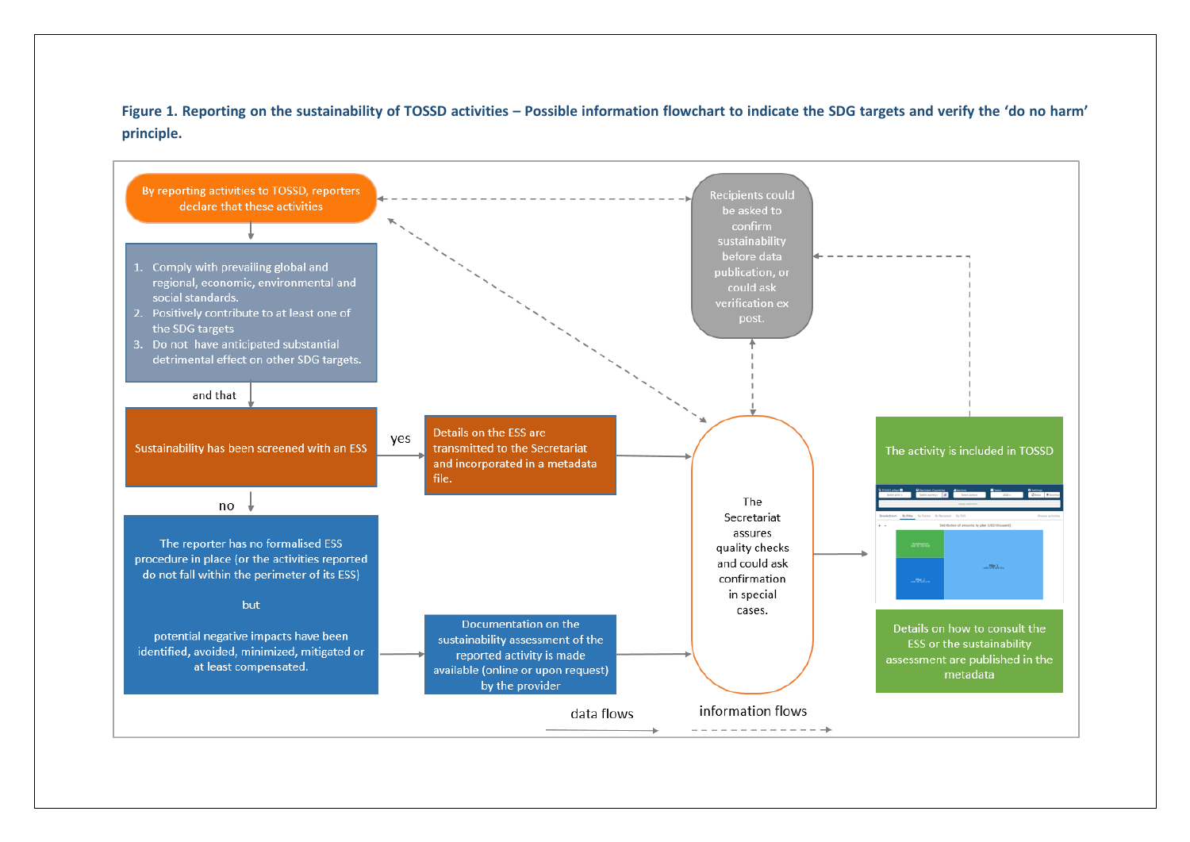**Figure 1. Reporting on the sustainability of TOSSD activities – Possible information flowchart to indicate the SDG targets and verify the 'do no harm' principle.**

By reporting activities to TOSSD, reporters declare that these activities

1. Comply with prevailing global and regional, economic, environmental and social standards.
2. Positively contribute to at least one of the SDG targets
3. Do not have anticipated substantial detrimental effect on other SDG targets.

and that

Sustainability has been screened with an ESS

yes

Details on the ESS are transmitted to the Secretariat and incorporated in a metadata file.

no

The reporter has no formalised ESS procedure in place (or the activities reported do not fall within the perimeter of its ESS)

but

potential negative impacts have been identified, avoided, minimized, mitigated or at least compensated.

Documentation on the sustainability assessment of the reported activity is made available (online or upon request) by the provider

Recipients could be asked to confirm sustainability before data publication, or could ask verification ex post.

The Secretariat assures quality checks and could ask confirmation in special cases.

The activity is included in TOSSD

Details on how to consult the ESS or the sustainability assessment are published in the metadata

data flows

information flows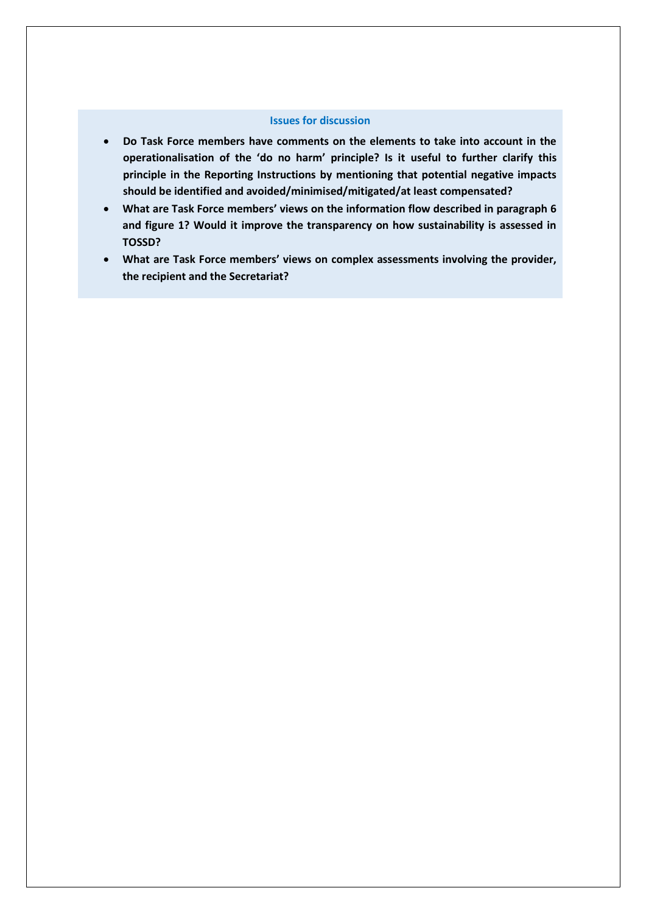### Issues for discussion

- **Do Task Force members have comments on the elements to take into account in the operationalisation of the 'do no harm' principle? Is it useful to further clarify this principle in the Reporting Instructions by mentioning that potential negative impacts should be identified and avoided/minimised/mitigated/at least compensated?**
- **What are Task Force members' views on the information flow described in paragraph 6 and figure 1? Would it improve the transparency on how sustainability is assessed in TOSSD?**
- **What are Task Force members' views on complex assessments involving the provider, the recipient and the Secretariat?**